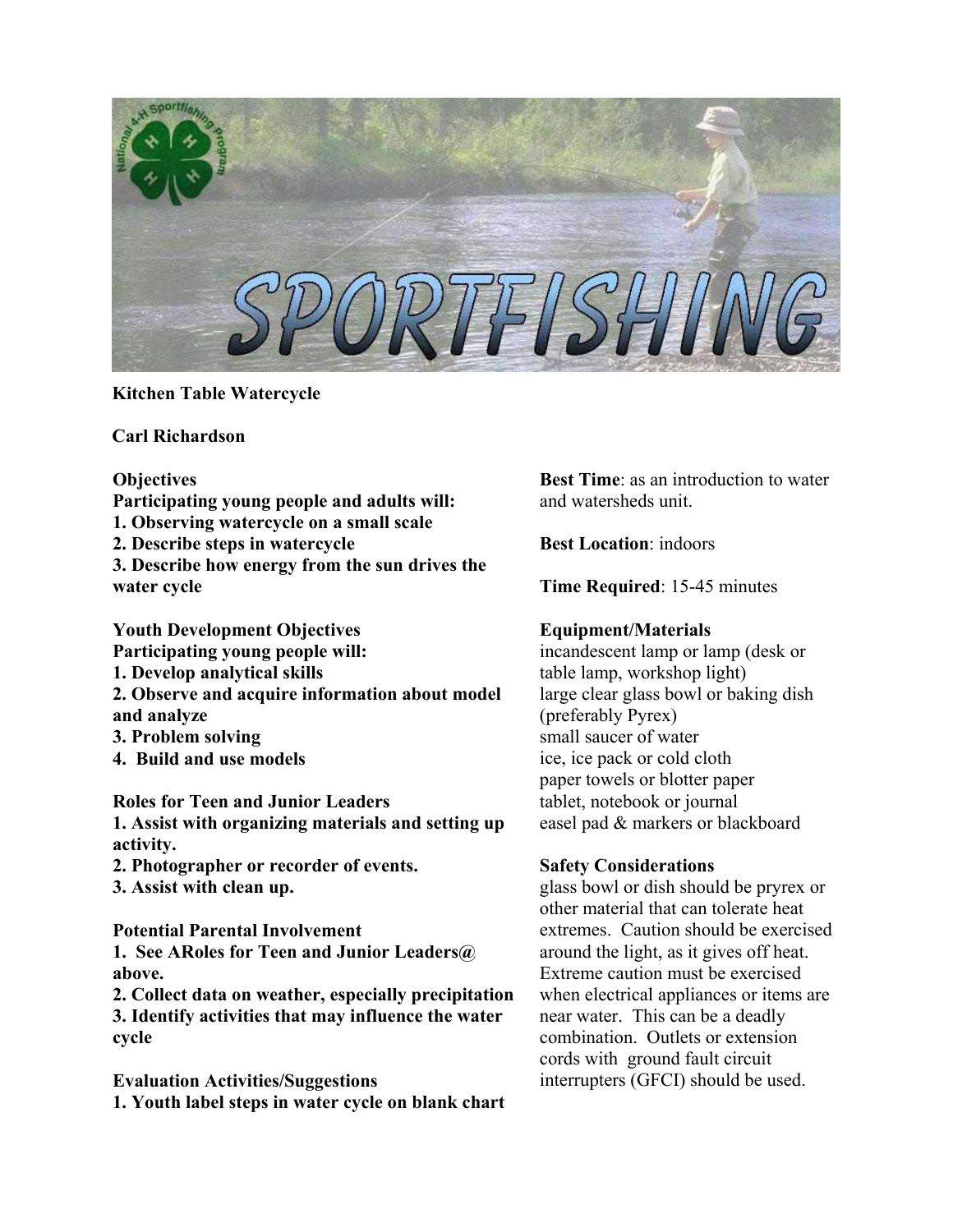**Kitchen Table Watercycle**

**Carl Richardson**

**Objectives**

**Participating young people and adults will:**

**1. Observing watercycle on a small scale**

**2. Describe steps in watercycle**

**3. Describe how energy from the sun drives the water cycle**

**Youth Development Objectives**

**Participating young people will:**

**1. Develop analytical skills**

**2. Observe and acquire information about model and analyze**

**3. Problem solving**

**4. Build and use models**

**Roles for Teen and Junior Leaders**

**1. Assist with organizing materials and setting up activity.**

**2. Photographer or recorder of events.**

**3. Assist with clean up.**

**Potential Parental Involvement**

**1. See ARoles for Teen and Junior Leaders@ above.**

**2. Collect data on weather, especially precipitation**

**3. Identify activities that may influence the water cycle**

**Evaluation Activities/Suggestions**

**1. Youth label steps in water cycle on blank chart**

**Best Time**: as an introduction to water and watersheds unit.

**Best Location**: indoors

**Time Required**: 15-45 minutes

**Equipment/Materials**

incandescent lamp or lamp (desk or table lamp, workshop light)
large clear glass bowl or baking dish (preferably Pyrex)
small saucer of water
ice, ice pack or cold cloth
paper towels or blotter paper
tablet, notebook or journal
easel pad & markers or blackboard

**Safety Considerations**

glass bowl or dish should be pryrex or other material that can tolerate heat extremes. Caution should be exercised around the light, as it gives off heat. Extreme caution must be exercised when electrical appliances or items are near water. This can be a deadly combination. Outlets or extension cords with ground fault circuit interrupters (GFCI) should be used.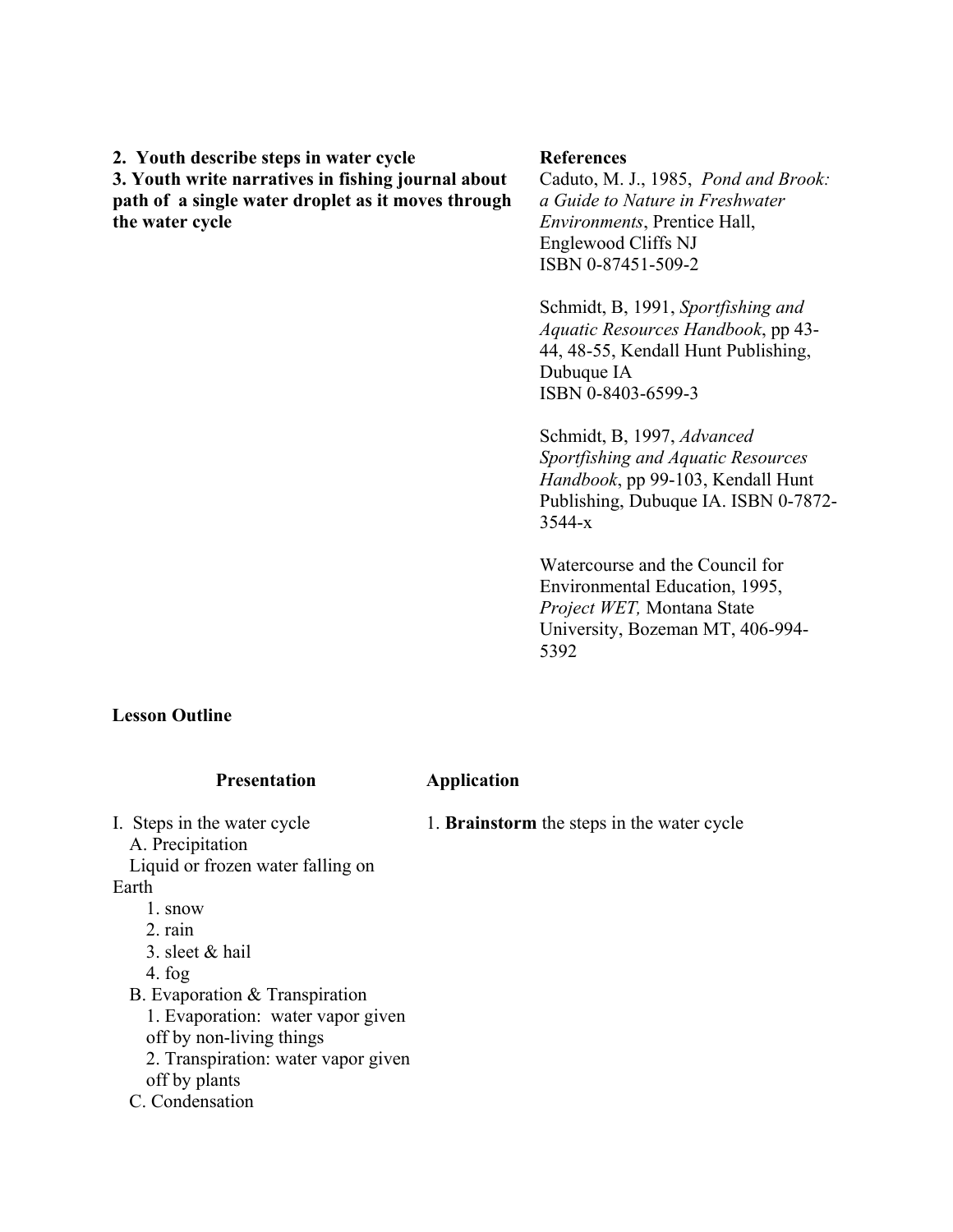**2. Youth describe steps in water cycle**
**3. Youth write narratives in fishing journal about path of a single water droplet as it moves through the water cycle**

**References**

Caduto, M. J., 1985, *Pond and Brook: a Guide to Nature in Freshwater Environments*, Prentice Hall, Englewood Cliffs NJ
ISBN 0-87451-509-2

Schmidt, B, 1991, *Sportfishing and Aquatic Resources Handbook*, pp 43-44, 48-55, Kendall Hunt Publishing, Dubuque IA
ISBN 0-8403-6599-3

Schmidt, B, 1997, *Advanced Sportfishing and Aquatic Resources Handbook*, pp 99-103, Kendall Hunt Publishing, Dubuque IA. ISBN 0-7872-3544-x

Watercourse and the Council for Environmental Education, 1995, *Project WET,* Montana State University, Bozeman MT, 406-994-5392

**Lesson Outline**

**Presentation**

I. Steps in the water cycle
   A. Precipitation
   Liquid or frozen water falling on Earth
      1. snow
      2. rain
      3. sleet & hail
      4. fog
   B. Evaporation & Transpiration
      1. Evaporation: water vapor given off by non-living things
      2. Transpiration: water vapor given off by plants
   C. Condensation

**Application**

1. **Brainstorm** the steps in the water cycle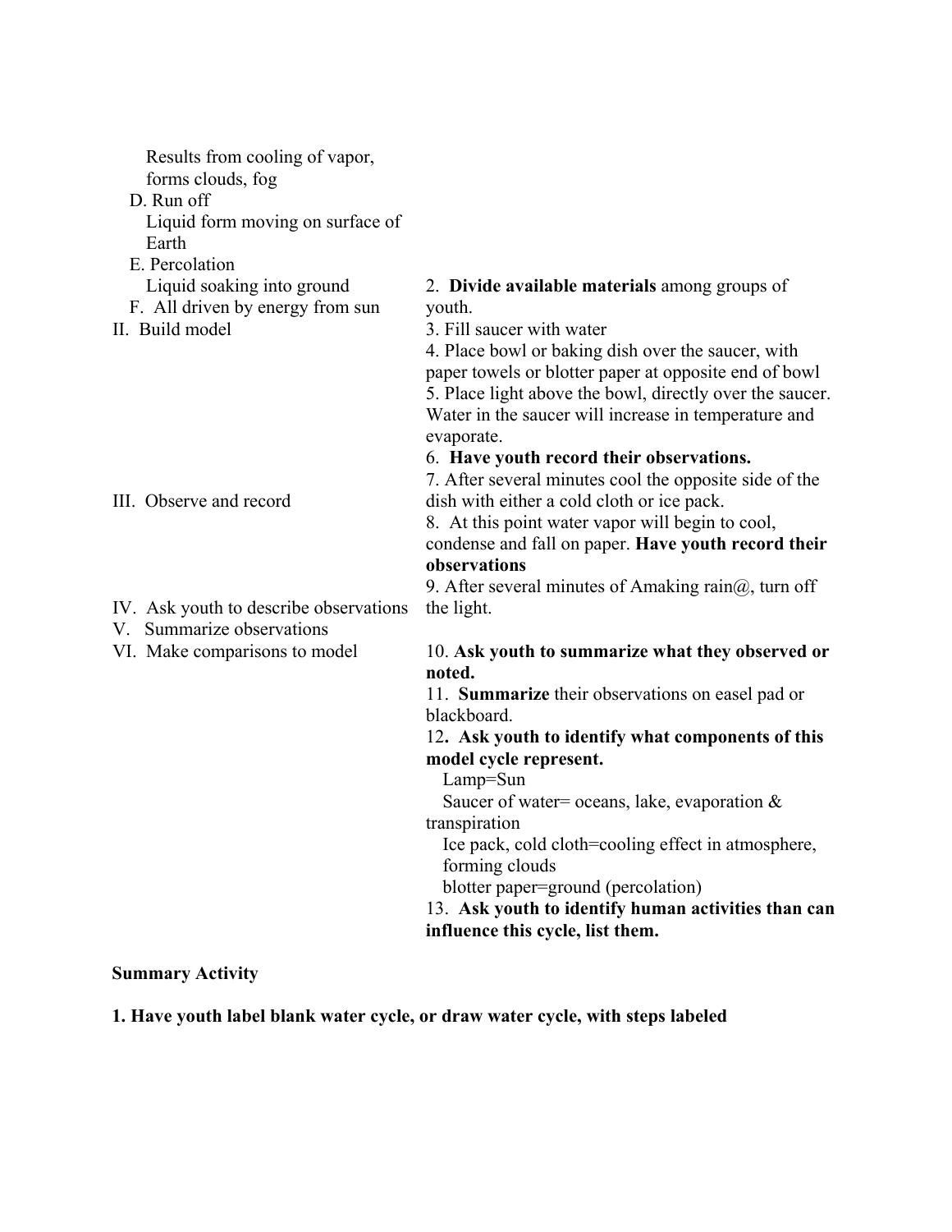Results from cooling of vapor, forms clouds, fog

D. Run off
   Liquid form moving on surface of Earth

E. Percolation
   Liquid soaking into ground

F. All driven by energy from sun

II. Build model

2. **Divide available materials** among groups of youth.
3. Fill saucer with water
4. Place bowl or baking dish over the saucer, with paper towels or blotter paper at opposite end of bowl
5. Place light above the bowl, directly over the saucer. Water in the saucer will increase in temperature and evaporate.
6. **Have youth record their observations.**

III. Observe and record

7. After several minutes cool the opposite side of the dish with either a cold cloth or ice pack.
8. At this point water vapor will begin to cool, condense and fall on paper. **Have youth record their observations**
9. After several minutes of Amaking rain@, turn off the light.

IV. Ask youth to describe observations

V. Summarize observations

VI. Make comparisons to model

10. **Ask youth to summarize what they observed or noted.**
11. **Summarize** their observations on easel pad or blackboard.
12**. Ask youth to identify what components of this model cycle represent.**
   Lamp=Sun
   Saucer of water= oceans, lake, evaporation & transpiration
   Ice pack, cold cloth=cooling effect in atmosphere, forming clouds
   blotter paper=ground (percolation)
13. **Ask youth to identify human activities than can influence this cycle, list them.**

**Summary Activity**

**1. Have youth label blank water cycle, or draw water cycle, with steps labeled**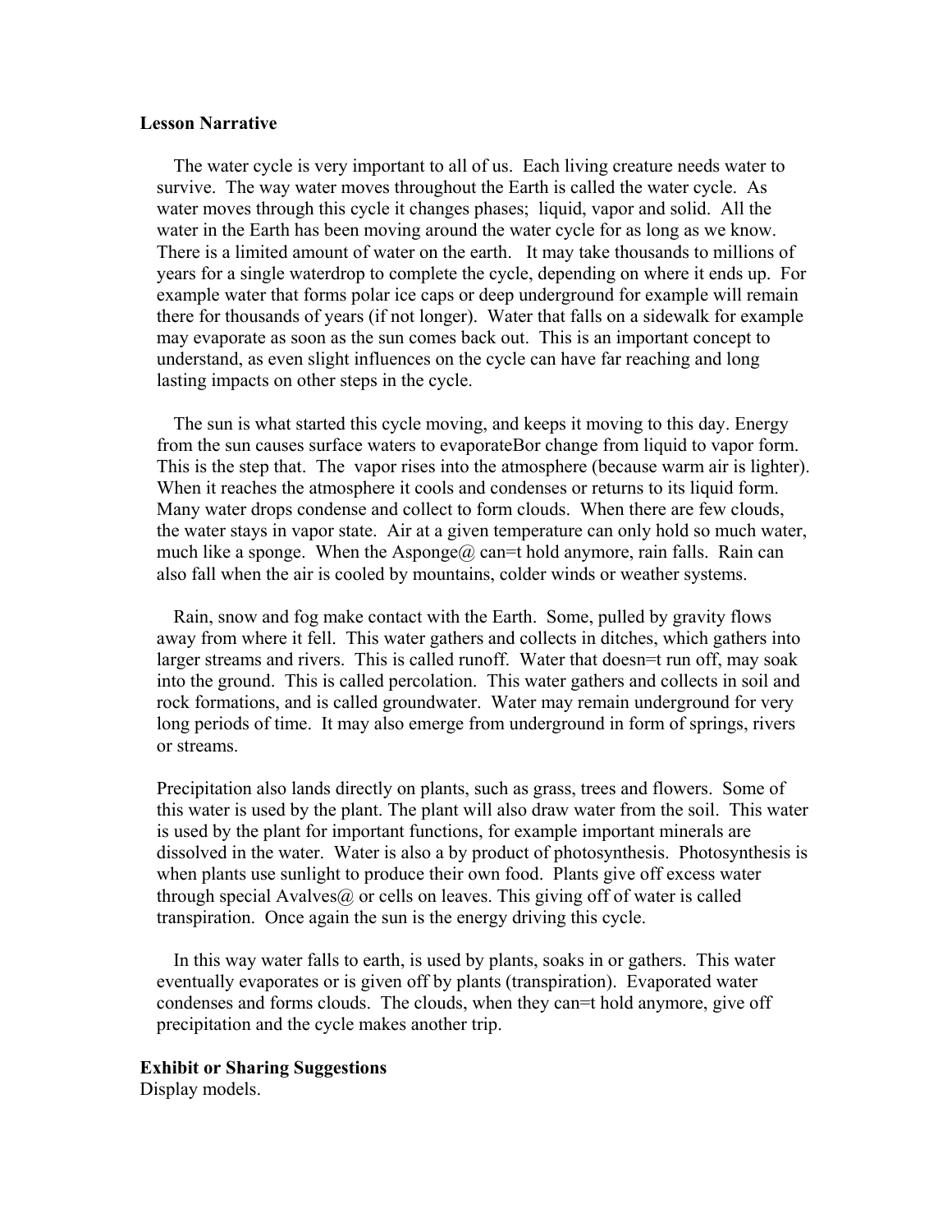**Lesson Narrative**

The water cycle is very important to all of us. Each living creature needs water to survive. The way water moves throughout the Earth is called the water cycle. As water moves through this cycle it changes phases; liquid, vapor and solid. All the water in the Earth has been moving around the water cycle for as long as we know. There is a limited amount of water on the earth. It may take thousands to millions of years for a single waterdrop to complete the cycle, depending on where it ends up. For example water that forms polar ice caps or deep underground for example will remain there for thousands of years (if not longer). Water that falls on a sidewalk for example may evaporate as soon as the sun comes back out. This is an important concept to understand, as even slight influences on the cycle can have far reaching and long lasting impacts on other steps in the cycle.

The sun is what started this cycle moving, and keeps it moving to this day. Energy from the sun causes surface waters to evaporateBor change from liquid to vapor form. This is the step that. The vapor rises into the atmosphere (because warm air is lighter). When it reaches the atmosphere it cools and condenses or returns to its liquid form. Many water drops condense and collect to form clouds. When there are few clouds, the water stays in vapor state. Air at a given temperature can only hold so much water, much like a sponge. When the Asponge@ can=t hold anymore, rain falls. Rain can also fall when the air is cooled by mountains, colder winds or weather systems.

Rain, snow and fog make contact with the Earth. Some, pulled by gravity flows away from where it fell. This water gathers and collects in ditches, which gathers into larger streams and rivers. This is called runoff. Water that doesn=t run off, may soak into the ground. This is called percolation. This water gathers and collects in soil and rock formations, and is called groundwater. Water may remain underground for very long periods of time. It may also emerge from underground in form of springs, rivers or streams.

Precipitation also lands directly on plants, such as grass, trees and flowers. Some of this water is used by the plant. The plant will also draw water from the soil. This water is used by the plant for important functions, for example important minerals are dissolved in the water. Water is also a by product of photosynthesis. Photosynthesis is when plants use sunlight to produce their own food. Plants give off excess water through special Avalves@ or cells on leaves. This giving off of water is called transpiration. Once again the sun is the energy driving this cycle.

In this way water falls to earth, is used by plants, soaks in or gathers. This water eventually evaporates or is given off by plants (transpiration). Evaporated water condenses and forms clouds. The clouds, when they can=t hold anymore, give off precipitation and the cycle makes another trip.

**Exhibit or Sharing Suggestions**

Display models.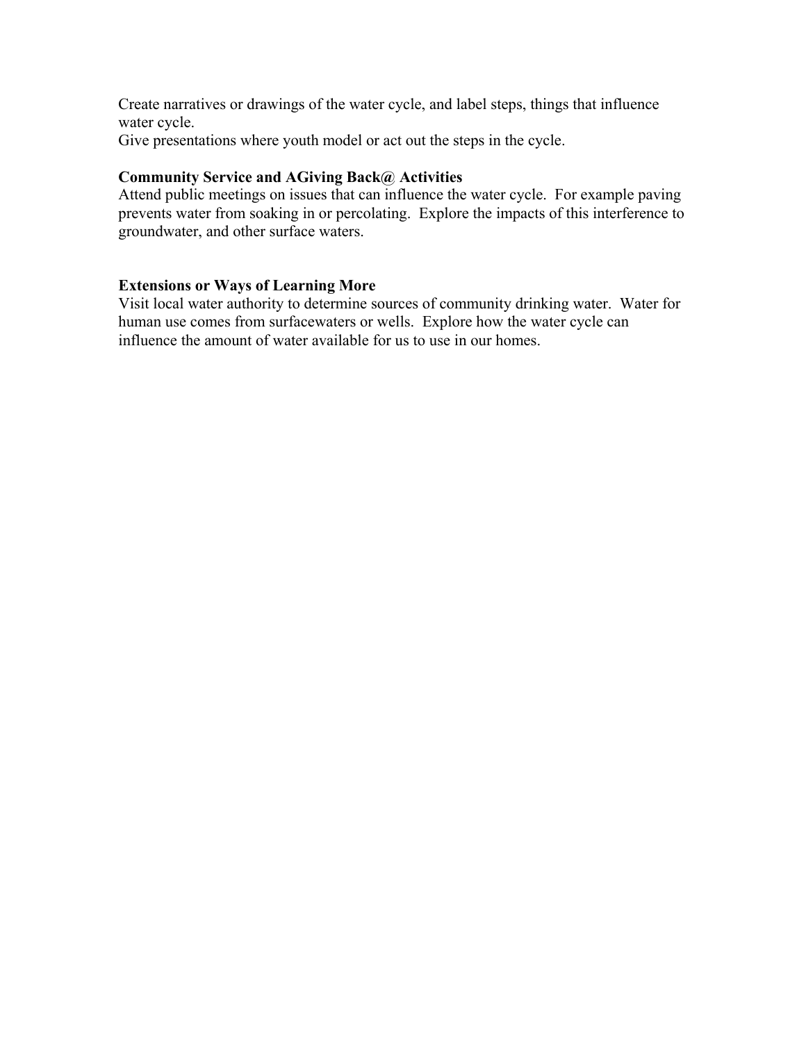Create narratives or drawings of the water cycle, and label steps, things that influence water cycle.
Give presentations where youth model or act out the steps in the cycle.

**Community Service and AGiving Back@ Activities**
Attend public meetings on issues that can influence the water cycle.  For example paving prevents water from soaking in or percolating.  Explore the impacts of this interference to groundwater, and other surface waters.

**Extensions or Ways of Learning More**
Visit local water authority to determine sources of community drinking water.  Water for human use comes from surfacewaters or wells.  Explore how the water cycle can influence the amount of water available for us to use in our homes.